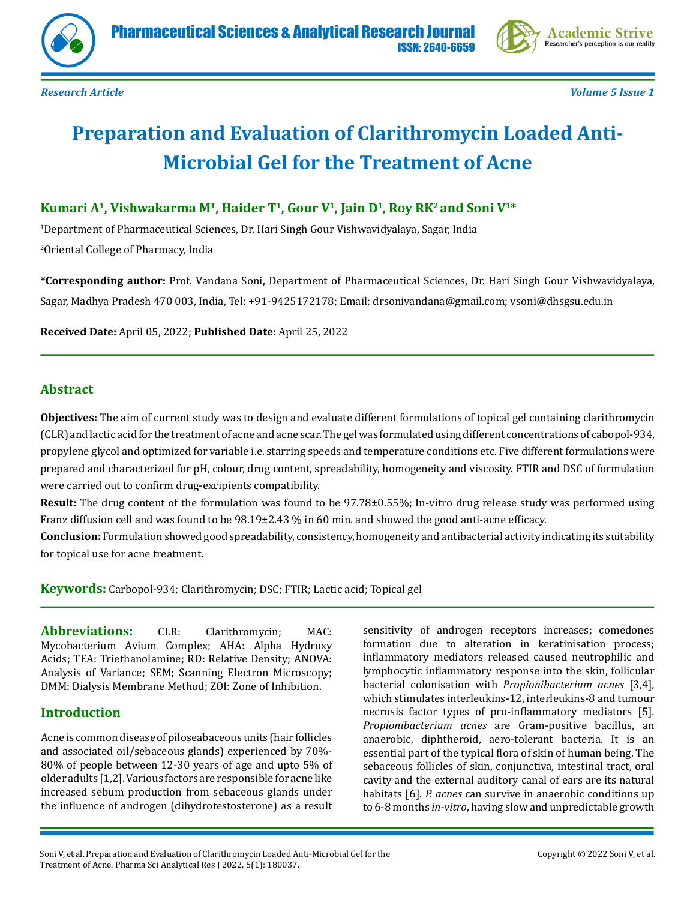Research Article

# Preparation and Evaluation of Clarithromycin Loaded Anti-Microbial Gel for the Treatment of Acne

**Kumari A[1], Vishwakarma M[1], Haider T[1], Gour V[1], Jain D[1], Roy RK[2] and Soni V[1]***

[1]Department of Pharmaceutical Sciences, Dr. Hari Singh Gour Vishwavidyalaya, Sagar, India

[2]Oriental College of Pharmacy, India

***Corresponding author:** Prof. Vandana Soni, Department of Pharmaceutical Sciences, Dr. Hari Singh Gour Vishwavidyalaya, Sagar, Madhya Pradesh 470 003, India, Tel: +91-9425172178; Email: drsonivandana@gmail.com; vsoni@dhsgsu.edu.in

**Received Date:** April 05, 2022; **Published Date:** April 25, 2022

## Abstract

**Objectives:** The aim of current study was to design and evaluate different formulations of topical gel containing clarithromycin (CLR) and lactic acid for the treatment of acne and acne scar. The gel was formulated using different concentrations of cabopol-934, propylene glycol and optimized for variable i.e. starring speeds and temperature conditions etc. Five different formulations were prepared and characterized for pH, colour, drug content, spreadability, homogeneity and viscosity. FTIR and DSC of formulation were carried out to confirm drug-excipients compatibility.

**Result:** The drug content of the formulation was found to be 97.78±0.55%; In-vitro drug release study was performed using Franz diffusion cell and was found to be 98.19±2.43 % in 60 min. and showed the good anti-acne efficacy.

**Conclusion:** Formulation showed good spreadability, consistency, homogeneity and antibacterial activity indicating its suitability for topical use for acne treatment.

**Keywords:** Carbopol-934; Clarithromycin; DSC; FTIR; Lactic acid; Topical gel

**Abbreviations:** CLR: Clarithromycin; MAC: Mycobacterium Avium Complex; AHA: Alpha Hydroxy Acids; TEA: Triethanolamine; RD: Relative Density; ANOVA: Analysis of Variance; SEM; Scanning Electron Microscopy; DMM: Dialysis Membrane Method; ZOI: Zone of Inhibition.

## Introduction

Acne is common disease of piloseabaceous units (hair follicles and associated oil/sebaceous glands) experienced by 70%-80% of people between 12-30 years of age and upto 5% of older adults [1,2]. Various factors are responsible for acne like increased sebum production from sebaceous glands under the influence of androgen (dihydrotestosterone) as a result sensitivity of androgen receptors increases; comedones formation due to alteration in keratinisation process; inflammatory mediators released caused neutrophilic and lymphocytic inflammatory response into the skin, follicular bacterial colonisation with *Propionibacterium acnes* [3,4], which stimulates interleukins-12, interleukins-8 and tumour necrosis factor types of pro-inflammatory mediators [5]. *Propionibacterium acnes* are Gram-positive bacillus, an anaerobic, diphtheroid, aero-tolerant bacteria. It is an essential part of the typical flora of skin of human being. The sebaceous follicles of skin, conjunctiva, intestinal tract, oral cavity and the external auditory canal of ears are its natural habitats [6]. *P. acnes* can survive in anaerobic conditions up to 6-8 months *in-vitro*, having slow and unpredictable growth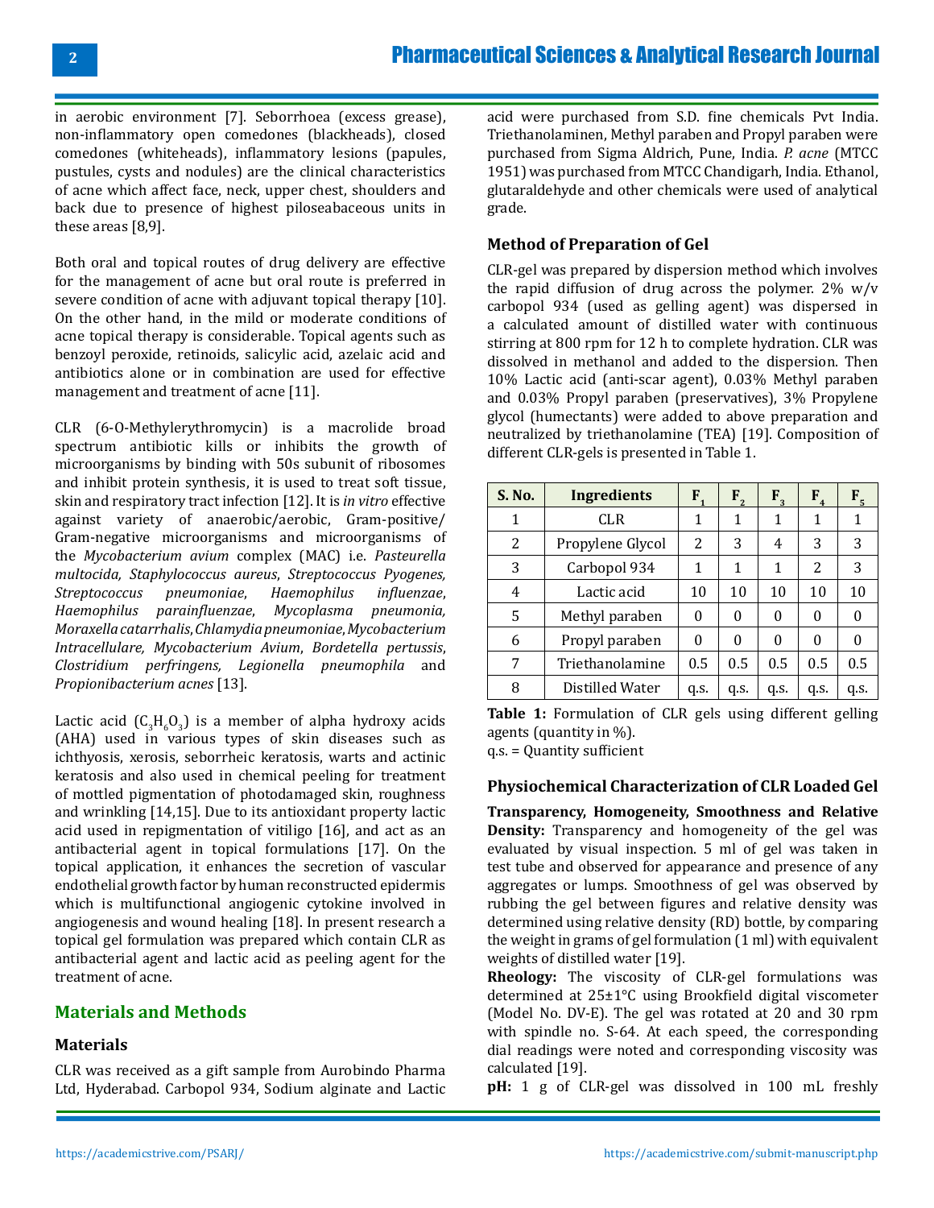in aerobic environment [7]. Seborrhoea (excess grease), non-inflammatory open comedones (blackheads), closed comedones (whiteheads), inflammatory lesions (papules, pustules, cysts and nodules) are the clinical characteristics of acne which affect face, neck, upper chest, shoulders and back due to presence of highest piloseabaceous units in these areas [8,9].

Both oral and topical routes of drug delivery are effective for the management of acne but oral route is preferred in severe condition of acne with adjuvant topical therapy [10]. On the other hand, in the mild or moderate conditions of acne topical therapy is considerable. Topical agents such as benzoyl peroxide, retinoids, salicylic acid, azelaic acid and antibiotics alone or in combination are used for effective management and treatment of acne [11].

CLR (6-O-Methylerythromycin) is a macrolide broad spectrum antibiotic kills or inhibits the growth of microorganisms by binding with 50s subunit of ribosomes and inhibit protein synthesis, it is used to treat soft tissue, skin and respiratory tract infection [12]. It is *in vitro* effective against variety of anaerobic/aerobic, Gram-positive/Gram-negative microorganisms and microorganisms of the *Mycobacterium avium* complex (MAC) i.e. *Pasteurella multocida, Staphylococcus aureus*, *Streptococcus Pyogenes, Streptococcus pneumoniae*, *Haemophilus influenzae*, *Haemophilus parainfluenzae*, *Mycoplasma pneumonia, Moraxella catarrhalis*, *Chlamydia pneumoniae*, *Mycobacterium Intracellulare, Mycobacterium Avium*, *Bordetella pertussis*, *Clostridium perfringens, Legionella pneumophila* and *Propionibacterium acnes* [13].

Lactic acid ($C_3H_6O_3$) is a member of alpha hydroxy acids (AHA) used in various types of skin diseases such as ichthyosis, xerosis, seborrheic keratosis, warts and actinic keratosis and also used in chemical peeling for treatment of mottled pigmentation of photodamaged skin, roughness and wrinkling [14,15]. Due to its antioxidant property lactic acid used in repigmentation of vitiligo [16], and act as an antibacterial agent in topical formulations [17]. On the topical application, it enhances the secretion of vascular endothelial growth factor by human reconstructed epidermis which is multifunctional angiogenic cytokine involved in angiogenesis and wound healing [18]. In present research a topical gel formulation was prepared which contain CLR as antibacterial agent and lactic acid as peeling agent for the treatment of acne.

## Materials and Methods

### Materials

CLR was received as a gift sample from Aurobindo Pharma Ltd, Hyderabad. Carbopol 934, Sodium alginate and Lactic acid were purchased from S.D. fine chemicals Pvt India. Triethanolaminen, Methyl paraben and Propyl paraben were purchased from Sigma Aldrich, Pune, India. *P. acne* (MTCC 1951) was purchased from MTCC Chandigarh, India. Ethanol, glutaraldehyde and other chemicals were used of analytical grade.

### Method of Preparation of Gel

CLR-gel was prepared by dispersion method which involves the rapid diffusion of drug across the polymer. 2% w/v carbopol 934 (used as gelling agent) was dispersed in a calculated amount of distilled water with continuous stirring at 800 rpm for 12 h to complete hydration. CLR was dissolved in methanol and added to the dispersion. Then 10% Lactic acid (anti-scar agent), 0.03% Methyl paraben and 0.03% Propyl paraben (preservatives), 3% Propylene glycol (humectants) were added to above preparation and neutralized by triethanolamine (TEA) [19]. Composition of different CLR-gels is presented in Table 1.

| S. No. | Ingredients | $F_1$ | $F_2$ | $F_3$ | $F_4$ | $F_5$ |
|---|---|---|---|---|---|---|
| 1 | CLR | 1 | 1 | 1 | 1 | 1 |
| 2 | Propylene Glycol | 2 | 3 | 4 | 3 | 3 |
| 3 | Carbopol 934 | 1 | 1 | 1 | 2 | 3 |
| 4 | Lactic acid | 10 | 10 | 10 | 10 | 10 |
| 5 | Methyl paraben | 0 | 0 | 0 | 0 | 0 |
| 6 | Propyl paraben | 0 | 0 | 0 | 0 | 0 |
| 7 | Triethanolamine | 0.5 | 0.5 | 0.5 | 0.5 | 0.5 |
| 8 | Distilled Water | q.s. | q.s. | q.s. | q.s. | q.s. |

**Table 1:** Formulation of CLR gels using different gelling agents (quantity in %).
q.s. = Quantity sufficient

### Physiochemical Characterization of CLR Loaded Gel

**Transparency, Homogeneity, Smoothness and Relative Density:** Transparency and homogeneity of the gel was evaluated by visual inspection. 5 ml of gel was taken in test tube and observed for appearance and presence of any aggregates or lumps. Smoothness of gel was observed by rubbing the gel between figures and relative density was determined using relative density (RD) bottle, by comparing the weight in grams of gel formulation (1 ml) with equivalent weights of distilled water [19].

**Rheology:** The viscosity of CLR-gel formulations was determined at 25±1°C using Brookfield digital viscometer (Model No. DV-E). The gel was rotated at 20 and 30 rpm with spindle no. S-64. At each speed, the corresponding dial readings were noted and corresponding viscosity was calculated [19].

**pH:** 1 g of CLR-gel was dissolved in 100 mL freshly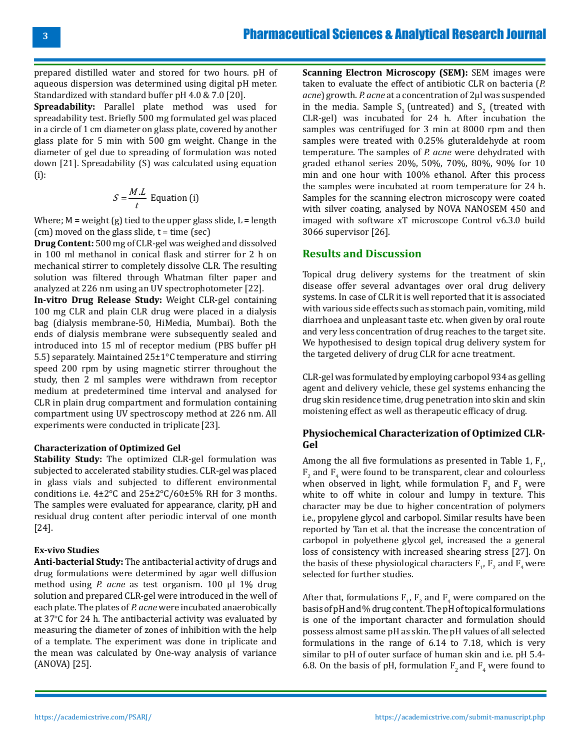prepared distilled water and stored for two hours. pH of aqueous dispersion was determined using digital pH meter. Standardized with standard buffer pH 4.0 & 7.0 [20].

**Spreadability:** Parallel plate method was used for spreadability test. Briefly 500 mg formulated gel was placed in a circle of 1 cm diameter on glass plate, covered by another glass plate for 5 min with 500 gm weight. Change in the diameter of gel due to spreading of formulation was noted down [21]. Spreadability (S) was calculated using equation (i):

$$S = \frac{M.L}{t} \text{ Equation (i)}$$

Where; M = weight (g) tied to the upper glass slide, L = length (cm) moved on the glass slide, t = time (sec)

**Drug Content:** 500 mg of CLR-gel was weighed and dissolved in 100 ml methanol in conical flask and stirrer for 2 h on mechanical stirrer to completely dissolve CLR. The resulting solution was filtered through Whatman filter paper and analyzed at 226 nm using an UV spectrophotometer [22].

**In-vitro Drug Release Study:** Weight CLR-gel containing 100 mg CLR and plain CLR drug were placed in a dialysis bag (dialysis membrane-50, HiMedia, Mumbai). Both the ends of dialysis membrane were subsequently sealed and introduced into 15 ml of receptor medium (PBS buffer pH 5.5) separately. Maintained 25±1°C temperature and stirring speed 200 rpm by using magnetic stirrer throughout the study, then 2 ml samples were withdrawn from receptor medium at predetermined time interval and analysed for CLR in plain drug compartment and formulation containing compartment using UV spectroscopy method at 226 nm. All experiments were conducted in triplicate [23].

#### Characterization of Optimized Gel

**Stability Study:** The optimized CLR-gel formulation was subjected to accelerated stability studies. CLR-gel was placed in glass vials and subjected to different environmental conditions i.e. 4±2°C and 25±2°C/60±5% RH for 3 months. The samples were evaluated for appearance, clarity, pH and residual drug content after periodic interval of one month [24].

#### Ex-vivo Studies

**Anti-bacterial Study:** The antibacterial activity of drugs and drug formulations were determined by agar well diffusion method using *P. acne* as test organism. 100 µl 1% drug solution and prepared CLR-gel were introduced in the well of each plate. The plates of *P. acne* were incubated anaerobically at 37°C for 24 h. The antibacterial activity was evaluated by measuring the diameter of zones of inhibition with the help of a template. The experiment was done in triplicate and the mean was calculated by One-way analysis of variance (ANOVA) [25].

**Scanning Electron Microscopy (SEM):** SEM images were taken to evaluate the effect of antibiotic CLR on bacteria (*P. acne*) growth. *P. acne* at a concentration of 2µl was suspended in the media. Sample $S_1$ (untreated) and $S_2$ (treated with CLR-gel) was incubated for 24 h. After incubation the samples was centrifuged for 3 min at 8000 rpm and then samples were treated with 0.25% gluteraldehyde at room temperature. The samples of *P. acne* were dehydrated with graded ethanol series 20%, 50%, 70%, 80%, 90% for 10 min and one hour with 100% ethanol. After this process the samples were incubated at room temperature for 24 h. Samples for the scanning electron microscopy were coated with silver coating, analysed by NOVA NANOSEM 450 and imaged with software xT microscope Control v6.3.0 build 3066 supervisor [26].

## Results and Discussion

Topical drug delivery systems for the treatment of skin disease offer several advantages over oral drug delivery systems. In case of CLR it is well reported that it is associated with various side effects such as stomach pain, vomiting, mild diarrhoea and unpleasant taste etc. when given by oral route and very less concentration of drug reaches to the target site. We hypothesised to design topical drug delivery system for the targeted delivery of drug CLR for acne treatment.

CLR-gel was formulated by employing carbopol 934 as gelling agent and delivery vehicle, these gel systems enhancing the drug skin residence time, drug penetration into skin and skin moistening effect as well as therapeutic efficacy of drug.

### Physiochemical Characterization of Optimized CLR-Gel

Among the all five formulations as presented in Table 1, $F_1$, $F_2$ and $F_4$ were found to be transparent, clear and colourless when observed in light, while formulation $F_3$ and $F_5$ were white to off white in colour and lumpy in texture. This character may be due to higher concentration of polymers i.e., propylene glycol and carbopol. Similar results have been reported by Tan et al. that the increase the concentration of carbopol in polyethene glycol gel, increased the a general loss of consistency with increased shearing stress [27]. On the basis of these physiological characters $F_1$, $F_2$ and $F_4$ were selected for further studies.

After that, formulations $F_1$, $F_2$ and $F_4$ were compared on the basis of pH and % drug content. The pH of topical formulations is one of the important character and formulation should possess almost same pH as skin. The pH values of all selected formulations in the range of 6.14 to 7.18, which is very similar to pH of outer surface of human skin and i.e. pH 5.4-6.8. On the basis of pH, formulation $F_2$ and $F_4$ were found to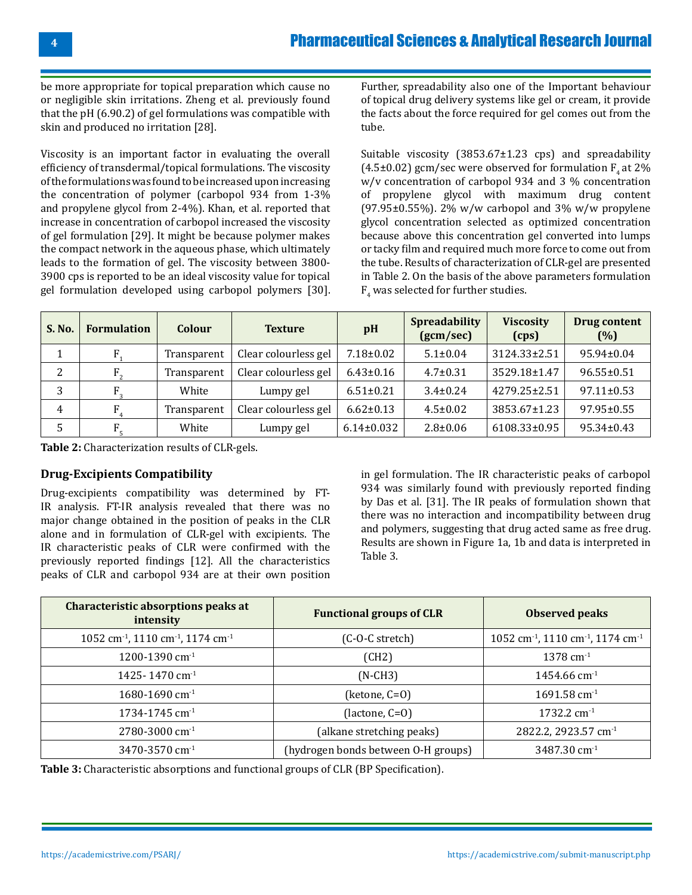be more appropriate for topical preparation which cause no or negligible skin irritations. Zheng et al. previously found that the pH (6.90.2) of gel formulations was compatible with skin and produced no irritation [28].

Viscosity is an important factor in evaluating the overall efficiency of transdermal/topical formulations. The viscosity of the formulations was found to be increased upon increasing the concentration of polymer (carbopol 934 from 1-3% and propylene glycol from 2-4%). Khan, et al. reported that increase in concentration of carbopol increased the viscosity of gel formulation [29]. It might be because polymer makes the compact network in the aqueous phase, which ultimately leads to the formation of gel. The viscosity between 3800-3900 cps is reported to be an ideal viscosity value for topical gel formulation developed using carbopol polymers [30]. Further, spreadability also one of the Important behaviour of topical drug delivery systems like gel or cream, it provide the facts about the force required for gel comes out from the tube.

Suitable viscosity (3853.67±1.23 cps) and spreadability (4.5±0.02) gcm/sec were observed for formulation $F_4$ at 2% w/v concentration of carbopol 934 and 3 % concentration of propylene glycol with maximum drug content (97.95±0.55%). 2% w/w carbopol and 3% w/w propylene glycol concentration selected as optimized concentration because above this concentration gel converted into lumps or tacky film and required much more force to come out from the tube. Results of characterization of CLR-gel are presented in Table 2. On the basis of the above parameters formulation $F_4$ was selected for further studies.

| S. No. | Formulation | Colour | Texture | pH | Spreadability (gcm/sec) | Viscosity (cps) | Drug content (%) |
|---|---|---|---|---|---|---|---|
| 1 | $F_1$ | Transparent | Clear colourless gel | 7.18±0.02 | 5.1±0.04 | 3124.33±2.51 | 95.94±0.04 |
| 2 | $F_2$ | Transparent | Clear colourless gel | 6.43±0.16 | 4.7±0.31 | 3529.18±1.47 | 96.55±0.51 |
| 3 | $F_3$ | White | Lumpy gel | 6.51±0.21 | 3.4±0.24 | 4279.25±2.51 | 97.11±0.53 |
| 4 | $F_4$ | Transparent | Clear colourless gel | 6.62±0.13 | 4.5±0.02 | 3853.67±1.23 | 97.95±0.55 |
| 5 | $F_5$ | White | Lumpy gel | 6.14±0.032 | 2.8±0.06 | 6108.33±0.95 | 95.34±0.43 |

**Table 2:** Characterization results of CLR-gels.

### Drug-Excipients Compatibility

Drug-excipients compatibility was determined by FT-IR analysis. FT-IR analysis revealed that there was no major change obtained in the position of peaks in the CLR alone and in formulation of CLR-gel with excipients. The IR characteristic peaks of CLR were confirmed with the previously reported findings [12]. All the characteristics peaks of CLR and carbopol 934 are at their own position in gel formulation. The IR characteristic peaks of carbopol 934 was similarly found with previously reported finding by Das et al. [31]. The IR peaks of formulation shown that there was no interaction and incompatibility between drug and polymers, suggesting that drug acted same as free drug. Results are shown in Figure 1a, 1b and data is interpreted in Table 3.

| Characteristic absorptions peaks at intensity | Functional groups of CLR | Observed peaks |
|---|---|---|
| 1052 $cm^{-1}$, 1110 $cm^{-1}$, 1174 $cm^{-1}$ | (C-O-C stretch) | 1052 $cm^{-1}$, 1110 $cm^{-1}$, 1174 $cm^{-1}$ |
| 1200-1390 $cm^{-1}$ | (CH2) | 1378 $cm^{-1}$ |
| 1425- 1470 $cm^{-1}$ | (N-CH3) | 1454.66 $cm^{-1}$ |
| 1680-1690 $cm^{-1}$ | (ketone, C=O) | 1691.58 $cm^{-1}$ |
| 1734-1745 $cm^{-1}$ | (lactone, C=O) | 1732.2 $cm^{-1}$ |
| 2780-3000 $cm^{-1}$ | (alkane stretching peaks) | 2822.2, 2923.57 $cm^{-1}$ |
| 3470-3570 $cm^{-1}$ | (hydrogen bonds between O-H groups) | 3487.30 $cm^{-1}$ |

**Table 3:** Characteristic absorptions and functional groups of CLR (BP Specification).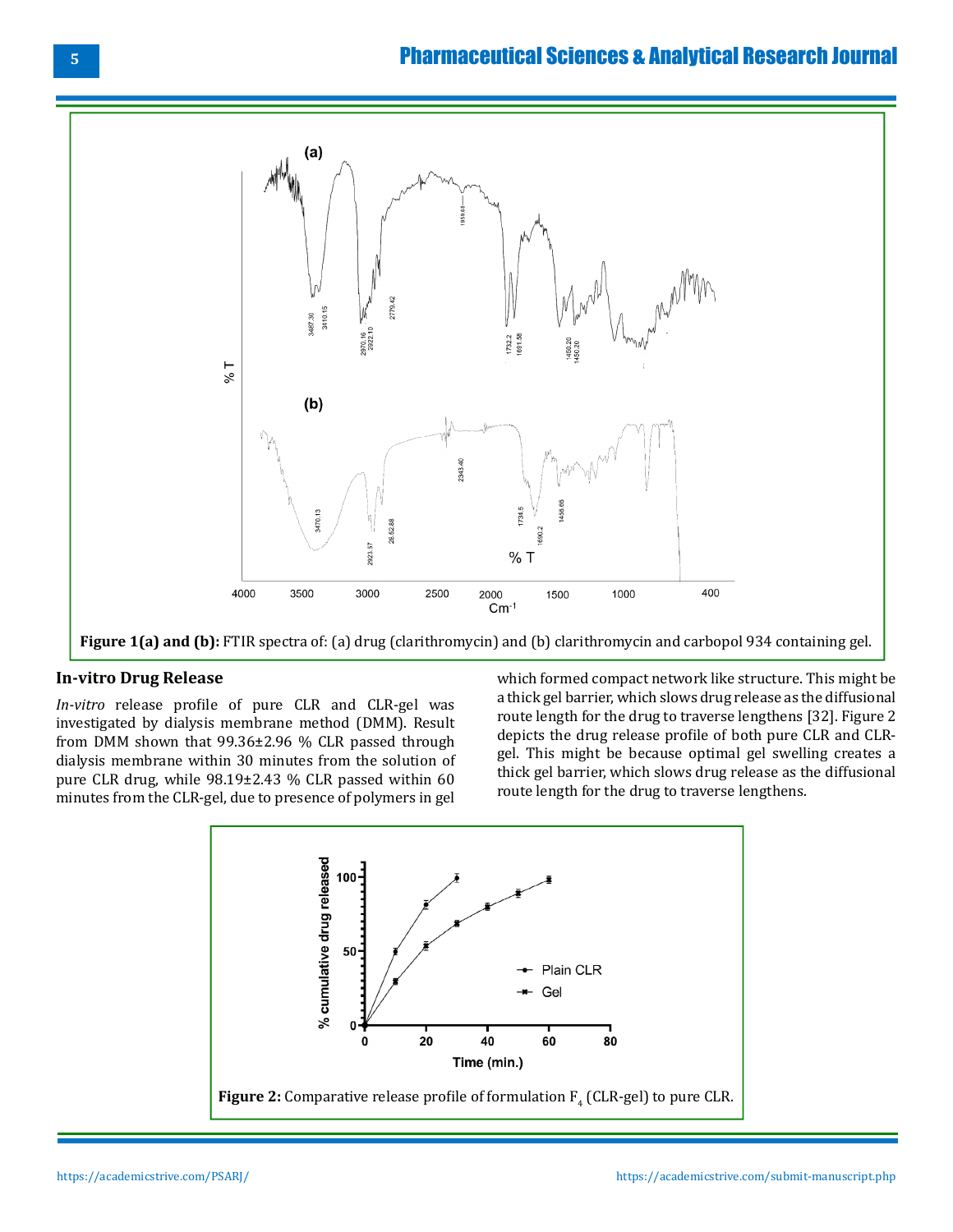**Figure 1(a) and (b):** FTIR spectra of: (a) drug (clarithromycin) and (b) clarithromycin and carbopol 934 containing gel.

## In-vitro Drug Release

*In-vitro* release profile of pure CLR and CLR-gel was investigated by dialysis membrane method (DMM). Result from DMM shown that 99.36±2.96 % CLR passed through dialysis membrane within 30 minutes from the solution of pure CLR drug, while 98.19±2.43 % CLR passed within 60 minutes from the CLR-gel, due to presence of polymers in gel which formed compact network like structure. This might be a thick gel barrier, which slows drug release as the diffusional route length for the drug to traverse lengthens [32]. Figure 2 depicts the drug release profile of both pure CLR and CLR-gel. This might be because optimal gel swelling creates a thick gel barrier, which slows drug release as the diffusional route length for the drug to traverse lengthens.

**Figure 2:** Comparative release profile of formulation $F_4$ (CLR-gel) to pure CLR.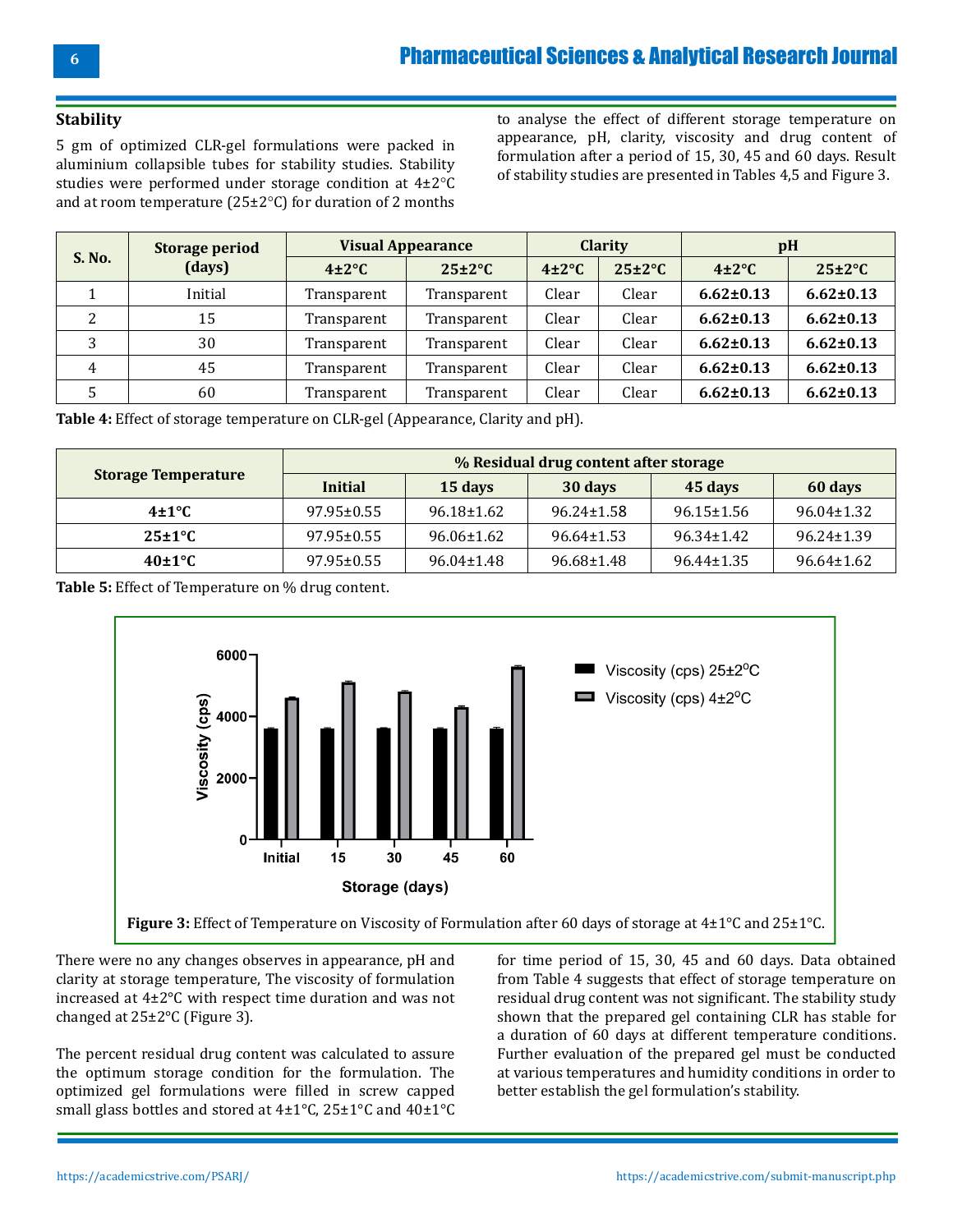## Stability

5 gm of optimized CLR-gel formulations were packed in aluminium collapsible tubes for stability studies. Stability studies were performed under storage condition at 4±2°C and at room temperature (25±2°C) for duration of 2 months to analyse the effect of different storage temperature on appearance, pH, clarity, viscosity and drug content of formulation after a period of 15, 30, 45 and 60 days. Result of stability studies are presented in Tables 4,5 and Figure 3.

| S. No. | Storage period (days) | Visual Appearance | | Clarity | | pH | |
|---|---|---|---|---|---|---|---|
| | | 4±2°C | 25±2°C | 4±2°C | 25±2°C | 4±2°C | 25±2°C |
| 1 | Initial | Transparent | Transparent | Clear | Clear | **6.62±0.13** | **6.62±0.13** |
| 2 | 15 | Transparent | Transparent | Clear | Clear | **6.62±0.13** | **6.62±0.13** |
| 3 | 30 | Transparent | Transparent | Clear | Clear | **6.62±0.13** | **6.62±0.13** |
| 4 | 45 | Transparent | Transparent | Clear | Clear | **6.62±0.13** | **6.62±0.13** |
| 5 | 60 | Transparent | Transparent | Clear | Clear | **6.62±0.13** | **6.62±0.13** |

**Table 4:** Effect of storage temperature on CLR-gel (Appearance, Clarity and pH).

| Storage Temperature | % Residual drug content after storage | | | | |
|---|---|---|---|---|---|
| | Initial | 15 days | 30 days | 45 days | 60 days |
| **4±1°C** | 97.95±0.55 | 96.18±1.62 | 96.24±1.58 | 96.15±1.56 | 96.04±1.32 |
| **25±1°C** | 97.95±0.55 | 96.06±1.62 | 96.64±1.53 | 96.34±1.42 | 96.24±1.39 |
| **40±1°C** | 97.95±0.55 | 96.04±1.48 | 96.68±1.48 | 96.44±1.35 | 96.64±1.62 |

**Table 5:** Effect of Temperature on % drug content.

**Figure 3:** Effect of Temperature on Viscosity of Formulation after 60 days of storage at 4±1°C and 25±1°C.

There were no any changes observes in appearance, pH and clarity at storage temperature, The viscosity of formulation increased at 4±2°C with respect time duration and was not changed at 25±2°C (Figure 3).

The percent residual drug content was calculated to assure the optimum storage condition for the formulation. The optimized gel formulations were filled in screw capped small glass bottles and stored at 4±1°C, 25±1°C and 40±1°C for time period of 15, 30, 45 and 60 days. Data obtained from Table 4 suggests that effect of storage temperature on residual drug content was not significant. The stability study shown that the prepared gel containing CLR has stable for a duration of 60 days at different temperature conditions. Further evaluation of the prepared gel must be conducted at various temperatures and humidity conditions in order to better establish the gel formulation's stability.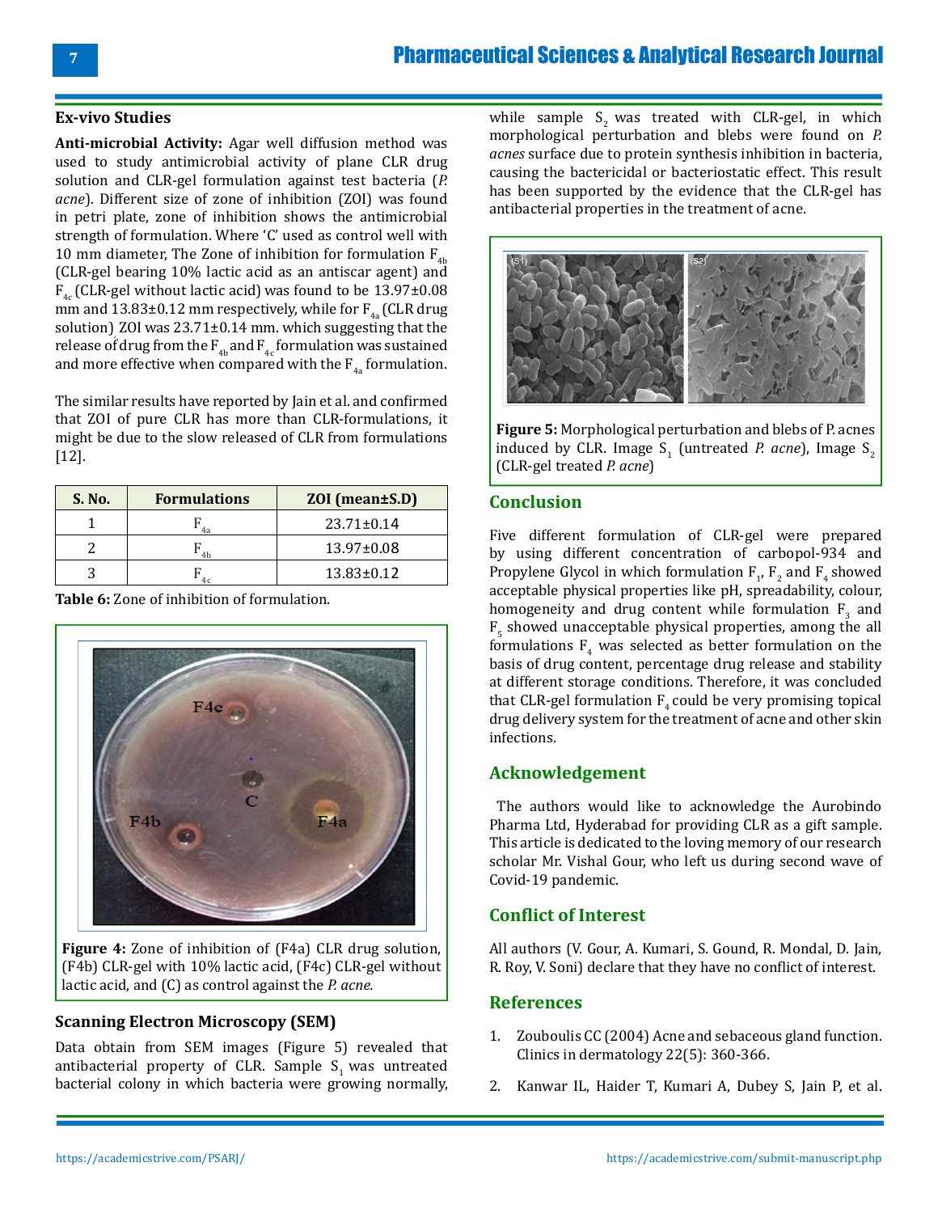### Ex-vivo Studies

**Anti-microbial Activity:** Agar well diffusion method was used to study antimicrobial activity of plane CLR drug solution and CLR-gel formulation against test bacteria (*P. acne*). Different size of zone of inhibition (ZOI) was found in petri plate, zone of inhibition shows the antimicrobial strength of formulation. Where 'C' used as control well with 10 mm diameter, The Zone of inhibition for formulation $F_{4b}$ (CLR-gel bearing 10% lactic acid as an antiscar agent) and $F_{4c}$ (CLR-gel without lactic acid) was found to be 13.97±0.08 mm and 13.83±0.12 mm respectively, while for $F_{4a}$ (CLR drug solution) ZOI was 23.71±0.14 mm. which suggesting that the release of drug from the $F_{4b}$ and $F_{4c}$ formulation was sustained and more effective when compared with the $F_{4a}$ formulation.

The similar results have reported by Jain et al. and confirmed that ZOI of pure CLR has more than CLR-formulations, it might be due to the slow released of CLR from formulations [12].

| S. No. | Formulations | ZOI (mean±S.D) |
|---|---|---|
| 1 | $F_{4a}$ | 23.71±0.14 |
| 2 | $F_{4b}$ | 13.97±0.08 |
| 3 | $F_{4c}$ | 13.83±0.12 |

**Table 6:** Zone of inhibition of formulation.

**Figure 4:** Zone of inhibition of (F4a) CLR drug solution, (F4b) CLR-gel with 10% lactic acid, (F4c) CLR-gel without lactic acid, and (C) as control against the *P. acne.*

### Scanning Electron Microscopy (SEM)

Data obtain from SEM images (Figure 5) revealed that antibacterial property of CLR. Sample $S_1$ was untreated bacterial colony in which bacteria were growing normally, while sample $S_2$ was treated with CLR-gel, in which morphological perturbation and blebs were found on *P. acnes* surface due to protein synthesis inhibition in bacteria, causing the bactericidal or bacteriostatic effect. This result has been supported by the evidence that the CLR-gel has antibacterial properties in the treatment of acne.

**Figure 5:** Morphological perturbation and blebs of P. acnes induced by CLR. Image $S_1$ (untreated *P. acne*), Image $S_2$ (CLR-gel treated *P. acne*)

## Conclusion

Five different formulation of CLR-gel were prepared by using different concentration of carbopol-934 and Propylene Glycol in which formulation $F_1$, $F_2$ and $F_4$ showed acceptable physical properties like pH, spreadability, colour, homogeneity and drug content while formulation $F_3$ and $F_5$ showed unacceptable physical properties, among the all formulations $F_4$ was selected as better formulation on the basis of drug content, percentage drug release and stability at different storage conditions. Therefore, it was concluded that CLR-gel formulation $F_4$ could be very promising topical drug delivery system for the treatment of acne and other skin infections.

## Acknowledgement

The authors would like to acknowledge the Aurobindo Pharma Ltd, Hyderabad for providing CLR as a gift sample. This article is dedicated to the loving memory of our research scholar Mr. Vishal Gour, who left us during second wave of Covid-19 pandemic.

## Conflict of Interest

All authors (V. Gour, A. Kumari, S. Gound, R. Mondal, D. Jain, R. Roy, V. Soni) declare that they have no conflict of interest.

## References

1. Zouboulis CC (2004) Acne and sebaceous gland function. Clinics in dermatology 22(5): 360-366.
2. Kanwar IL, Haider T, Kumari A, Dubey S, Jain P, et al.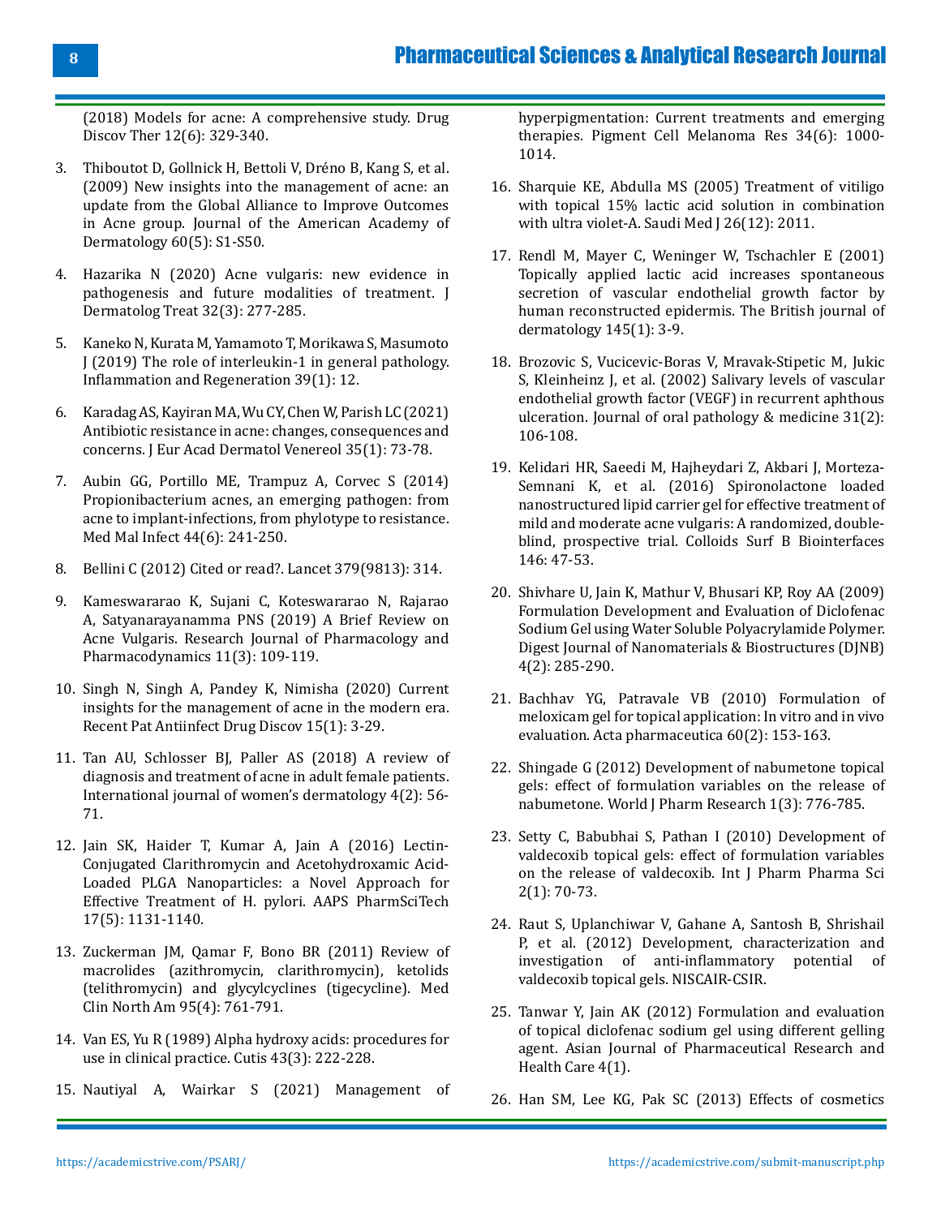(2018) Models for acne: A comprehensive study. Drug Discov Ther 12(6): 329-340.

3. Thiboutot D, Gollnick H, Bettoli V, Dréno B, Kang S, et al. (2009) New insights into the management of acne: an update from the Global Alliance to Improve Outcomes in Acne group. Journal of the American Academy of Dermatology 60(5): S1-S50.

4. Hazarika N (2020) Acne vulgaris: new evidence in pathogenesis and future modalities of treatment. J Dermatolog Treat 32(3): 277-285.

5. Kaneko N, Kurata M, Yamamoto T, Morikawa S, Masumoto J (2019) The role of interleukin-1 in general pathology. Inflammation and Regeneration 39(1): 12.

6. Karadag AS, Kayiran MA, Wu CY, Chen W, Parish LC (2021) Antibiotic resistance in acne: changes, consequences and concerns. J Eur Acad Dermatol Venereol 35(1): 73-78.

7. Aubin GG, Portillo ME, Trampuz A, Corvec S (2014) Propionibacterium acnes, an emerging pathogen: from acne to implant-infections, from phylotype to resistance. Med Mal Infect 44(6): 241-250.

8. Bellini C (2012) Cited or read?. Lancet 379(9813): 314.

9. Kameswararao K, Sujani C, Koteswararao N, Rajarao A, Satyanarayanamma PNS (2019) A Brief Review on Acne Vulgaris. Research Journal of Pharmacology and Pharmacodynamics 11(3): 109-119.

10. Singh N, Singh A, Pandey K, Nimisha (2020) Current insights for the management of acne in the modern era. Recent Pat Antiinfect Drug Discov 15(1): 3-29.

11. Tan AU, Schlosser BJ, Paller AS (2018) A review of diagnosis and treatment of acne in adult female patients. International journal of women's dermatology 4(2): 56-71.

12. Jain SK, Haider T, Kumar A, Jain A (2016) Lectin-Conjugated Clarithromycin and Acetohydroxamic Acid-Loaded PLGA Nanoparticles: a Novel Approach for Effective Treatment of H. pylori. AAPS PharmSciTech 17(5): 1131-1140.

13. Zuckerman JM, Qamar F, Bono BR (2011) Review of macrolides (azithromycin, clarithromycin), ketolids (telithromycin) and glycylcyclines (tigecycline). Med Clin North Am 95(4): 761-791.

14. Van ES, Yu R (1989) Alpha hydroxy acids: procedures for use in clinical practice. Cutis 43(3): 222-228.

15. Nautiyal A, Wairkar S (2021) Management of hyperpigmentation: Current treatments and emerging therapies. Pigment Cell Melanoma Res 34(6): 1000-1014.

16. Sharquie KE, Abdulla MS (2005) Treatment of vitiligo with topical 15% lactic acid solution in combination with ultra violet-A. Saudi Med J 26(12): 2011.

17. Rendl M, Mayer C, Weninger W, Tschachler E (2001) Topically applied lactic acid increases spontaneous secretion of vascular endothelial growth factor by human reconstructed epidermis. The British journal of dermatology 145(1): 3-9.

18. Brozovic S, Vucicevic-Boras V, Mravak-Stipetic M, Jukic S, Kleinheinz J, et al. (2002) Salivary levels of vascular endothelial growth factor (VEGF) in recurrent aphthous ulceration. Journal of oral pathology & medicine 31(2): 106-108.

19. Kelidari HR, Saeedi M, Hajheydari Z, Akbari J, Morteza-Semnani K, et al. (2016) Spironolactone loaded nanostructured lipid carrier gel for effective treatment of mild and moderate acne vulgaris: A randomized, double-blind, prospective trial. Colloids Surf B Biointerfaces 146: 47-53.

20. Shivhare U, Jain K, Mathur V, Bhusari KP, Roy AA (2009) Formulation Development and Evaluation of Diclofenac Sodium Gel using Water Soluble Polyacrylamide Polymer. Digest Journal of Nanomaterials & Biostructures (DJNB) 4(2): 285-290.

21. Bachhav YG, Patravale VB (2010) Formulation of meloxicam gel for topical application: In vitro and in vivo evaluation. Acta pharmaceutica 60(2): 153-163.

22. Shingade G (2012) Development of nabumetone topical gels: effect of formulation variables on the release of nabumetone. World J Pharm Research 1(3): 776-785.

23. Setty C, Babubhai S, Pathan I (2010) Development of valdecoxib topical gels: effect of formulation variables on the release of valdecoxib. Int J Pharm Pharma Sci 2(1): 70-73.

24. Raut S, Uplanchiwar V, Gahane A, Santosh B, Shrishail P, et al. (2012) Development, characterization and investigation of anti-inflammatory potential of valdecoxib topical gels. NISCAIR-CSIR.

25. Tanwar Y, Jain AK (2012) Formulation and evaluation of topical diclofenac sodium gel using different gelling agent. Asian Journal of Pharmaceutical Research and Health Care 4(1).

26. Han SM, Lee KG, Pak SC (2013) Effects of cosmetics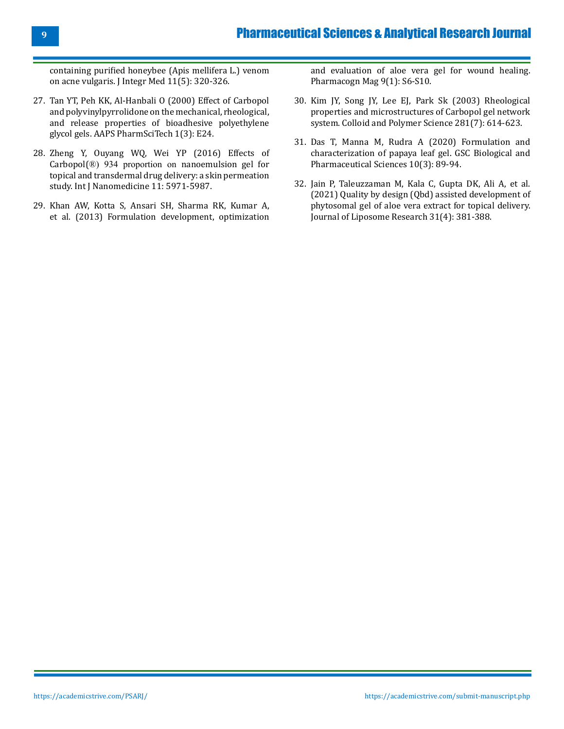containing purified honeybee (Apis mellifera L.) venom on acne vulgaris. J Integr Med 11(5): 320-326.

27. Tan YT, Peh KK, Al-Hanbali O (2000) Effect of Carbopol and polyvinylpyrrolidone on the mechanical, rheological, and release properties of bioadhesive polyethylene glycol gels. AAPS PharmSciTech 1(3): E24.

28. Zheng Y, Ouyang WQ, Wei YP (2016) Effects of Carbopol(®) 934 proportion on nanoemulsion gel for topical and transdermal drug delivery: a skin permeation study. Int J Nanomedicine 11: 5971-5987.

29. Khan AW, Kotta S, Ansari SH, Sharma RK, Kumar A, et al. (2013) Formulation development, optimization and evaluation of aloe vera gel for wound healing. Pharmacogn Mag 9(1): S6-S10.

30. Kim JY, Song JY, Lee EJ, Park Sk (2003) Rheological properties and microstructures of Carbopol gel network system. Colloid and Polymer Science 281(7): 614-623.

31. Das T, Manna M, Rudra A (2020) Formulation and characterization of papaya leaf gel. GSC Biological and Pharmaceutical Sciences 10(3): 89-94.

32. Jain P, Taleuzzaman M, Kala C, Gupta DK, Ali A, et al. (2021) Quality by design (Qbd) assisted development of phytosomal gel of aloe vera extract for topical delivery. Journal of Liposome Research 31(4): 381-388.